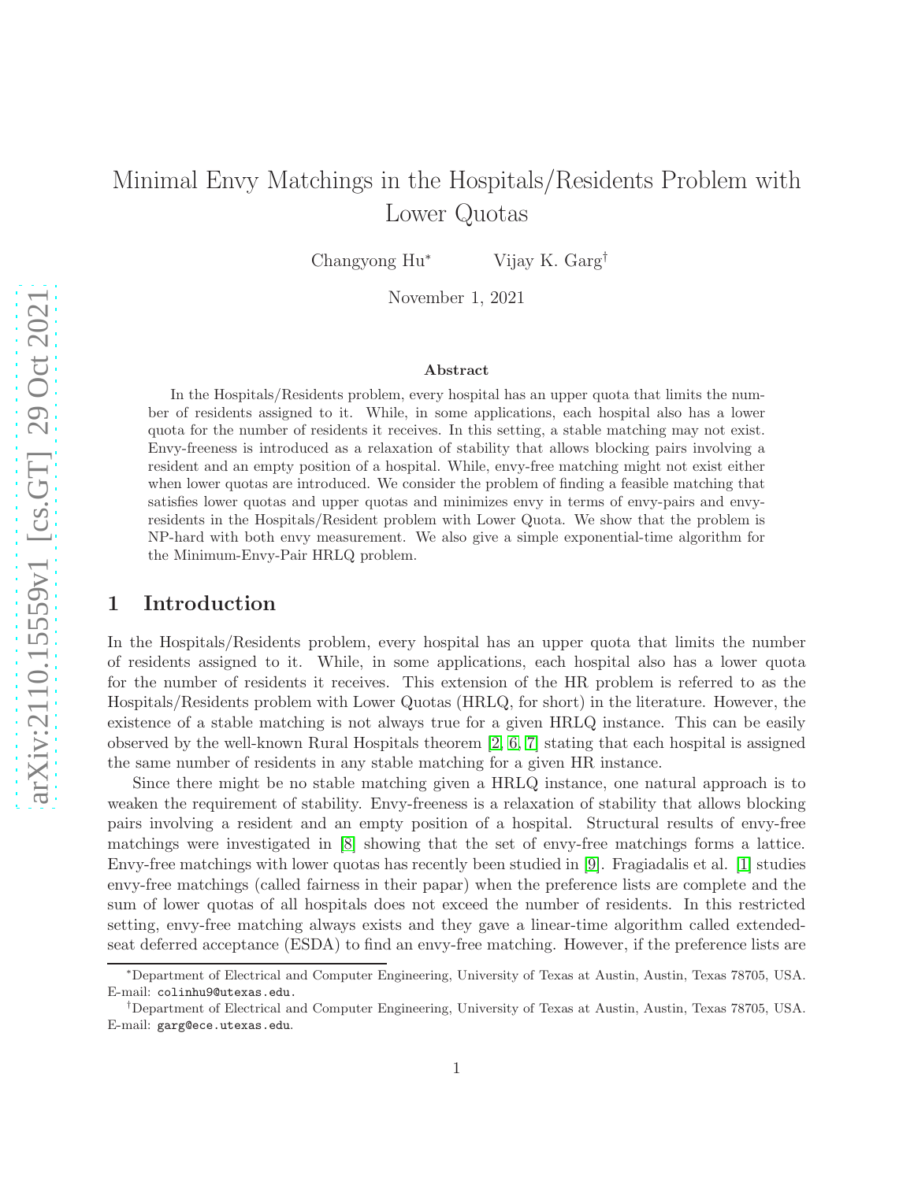# Minimal Envy Matchings in the Hospitals/Residents Problem with Lower Quotas

Changyong Hu* Vijay K. Garg†

November 1, 2021

### Abstract

In the Hospitals/Residents problem, every hospital has an upper quota that limits the number of residents assigned to it. While, in some applications, each hospital also has a lower quota for the number of residents it receives. In this setting, a stable matching may not exist. Envy-freeness is introduced as a relaxation of stability that allows blocking pairs involving a resident and an empty position of a hospital. While, envy-free matching might not exist either when lower quotas are introduced. We consider the problem of finding a feasible matching that satisfies lower quotas and upper quotas and minimizes envy in terms of envy-pairs and envy-residents in the Hospitals/Resident problem with Lower Quota. We show that the problem is NP-hard with both envy measurement. We also give a simple exponential-time algorithm for the Minimum-Envy-Pair HRLQ problem.

## 1 Introduction

In the Hospitals/Residents problem, every hospital has an upper quota that limits the number of residents assigned to it. While, in some applications, each hospital also has a lower quota for the number of residents it receives. This extension of the HR problem is referred to as the Hospitals/Residents problem with Lower Quotas (HRLQ, for short) in the literature. However, the existence of a stable matching is not always true for a given HRLQ instance. This can be easily observed by the well-known Rural Hospitals theorem [2, 6, 7] stating that each hospital is assigned the same number of residents in any stable matching for a given HR instance.

Since there might be no stable matching given a HRLQ instance, one natural approach is to weaken the requirement of stability. Envy-freeness is a relaxation of stability that allows blocking pairs involving a resident and an empty position of a hospital. Structural results of envy-free matchings were investigated in [8] showing that the set of envy-free matchings forms a lattice. Envy-free matchings with lower quotas has recently been studied in [9]. Fragiadalis et al. [1] studies envy-free matchings (called fairness in their papar) when the preference lists are complete and the sum of lower quotas of all hospitals does not exceed the number of residents. In this restricted setting, envy-free matching always exists and they gave a linear-time algorithm called extended-seat deferred acceptance (ESDA) to find an envy-free matching. However, if the preference lists are

---

*Department of Electrical and Computer Engineering, University of Texas at Austin, Austin, Texas 78705, USA. E-mail: colinhu9@utexas.edu.

†Department of Electrical and Computer Engineering, University of Texas at Austin, Austin, Texas 78705, USA. E-mail: garg@ece.utexas.edu.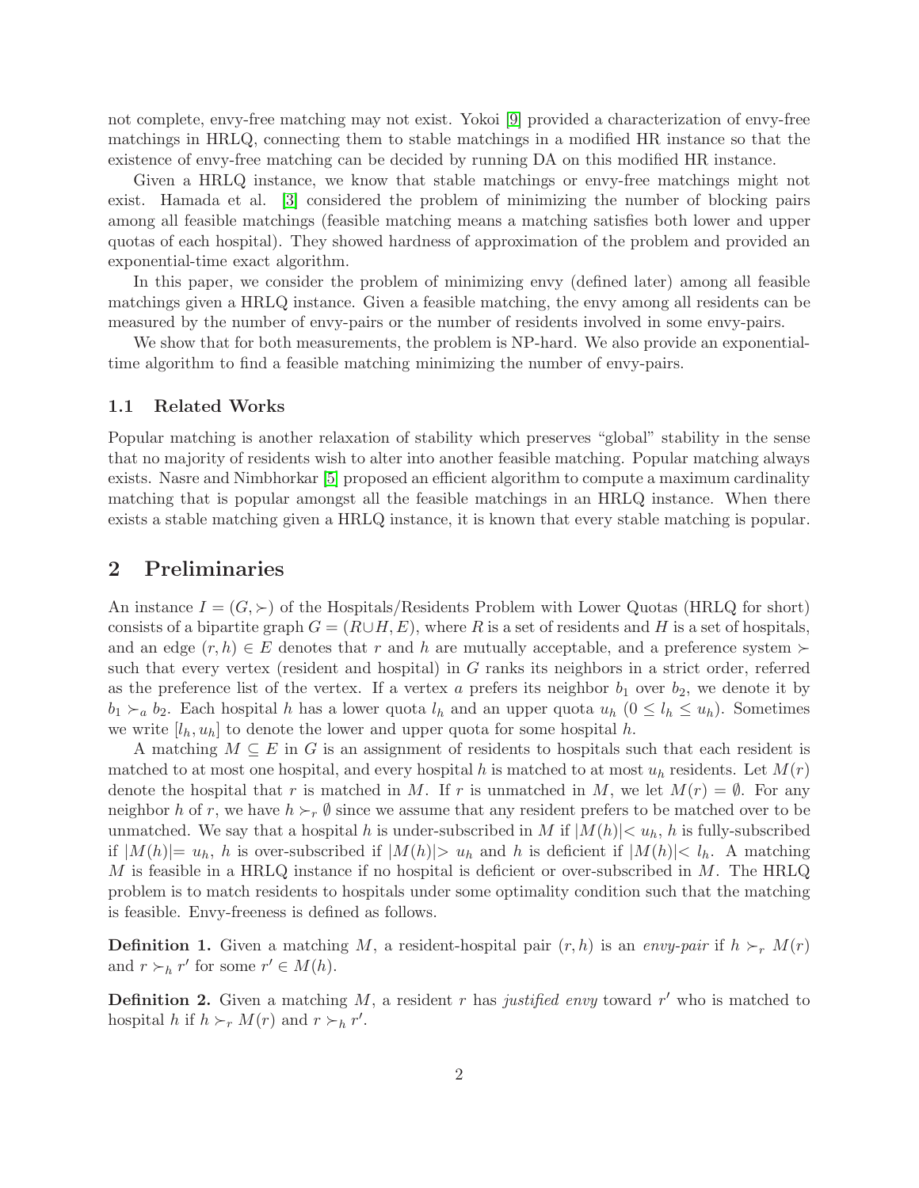not complete, envy-free matching may not exist. Yokoi [9] provided a characterization of envy-free matchings in HRLQ, connecting them to stable matchings in a modified HR instance so that the existence of envy-free matching can be decided by running DA on this modified HR instance.

Given a HRLQ instance, we know that stable matchings or envy-free matchings might not exist. Hamada et al. [3] considered the problem of minimizing the number of blocking pairs among all feasible matchings (feasible matching means a matching satisfies both lower and upper quotas of each hospital). They showed hardness of approximation of the problem and provided an exponential-time exact algorithm.

In this paper, we consider the problem of minimizing envy (defined later) among all feasible matchings given a HRLQ instance. Given a feasible matching, the envy among all residents can be measured by the number of envy-pairs or the number of residents involved in some envy-pairs.

We show that for both measurements, the problem is NP-hard. We also provide an exponential-time algorithm to find a feasible matching minimizing the number of envy-pairs.

### 1.1 Related Works

Popular matching is another relaxation of stability which preserves "global" stability in the sense that no majority of residents wish to alter into another feasible matching. Popular matching always exists. Nasre and Nimbhorkar [5] proposed an efficient algorithm to compute a maximum cardinality matching that is popular amongst all the feasible matchings in an HRLQ instance. When there exists a stable matching given a HRLQ instance, it is known that every stable matching is popular.

## 2 Preliminaries

An instance $I = (G, \succ)$ of the Hospitals/Residents Problem with Lower Quotas (HRLQ for short) consists of a bipartite graph $G = (R \cup H, E)$, where $R$ is a set of residents and $H$ is a set of hospitals, and an edge $(r, h) \in E$ denotes that $r$ and $h$ are mutually acceptable, and a preference system $\succ$ such that every vertex (resident and hospital) in $G$ ranks its neighbors in a strict order, referred as the preference list of the vertex. If a vertex $a$ prefers its neighbor $b_1$ over $b_2$, we denote it by $b_1 \succ_a b_2$. Each hospital $h$ has a lower quota $l_h$ and an upper quota $u_h$ ($0 \leq l_h \leq u_h$). Sometimes we write $[l_h, u_h]$ to denote the lower and upper quota for some hospital $h$.

A matching $M \subseteq E$ in $G$ is an assignment of residents to hospitals such that each resident is matched to at most one hospital, and every hospital $h$ is matched to at most $u_h$ residents. Let $M(r)$ denote the hospital that $r$ is matched in $M$. If $r$ is unmatched in $M$, we let $M(r) = \emptyset$. For any neighbor $h$ of $r$, we have $h \succ_r \emptyset$ since we assume that any resident prefers to be matched over to be unmatched. We say that a hospital $h$ is under-subscribed in $M$ if $|M(h)| < u_h$, $h$ is fully-subscribed if $|M(h)| = u_h$, $h$ is over-subscribed if $|M(h)| > u_h$ and $h$ is deficient if $|M(h)| < l_h$. A matching $M$ is feasible in a HRLQ instance if no hospital is deficient or over-subscribed in $M$. The HRLQ problem is to match residents to hospitals under some optimality condition such that the matching is feasible. Envy-freeness is defined as follows.

**Definition 1.** Given a matching $M$, a resident-hospital pair $(r, h)$ is an *envy-pair* if $h \succ_r M(r)$ and $r \succ_h r'$ for some $r' \in M(h)$.

**Definition 2.** Given a matching $M$, a resident $r$ has *justified envy* toward $r'$ who is matched to hospital $h$ if $h \succ_r M(r)$ and $r \succ_h r'$.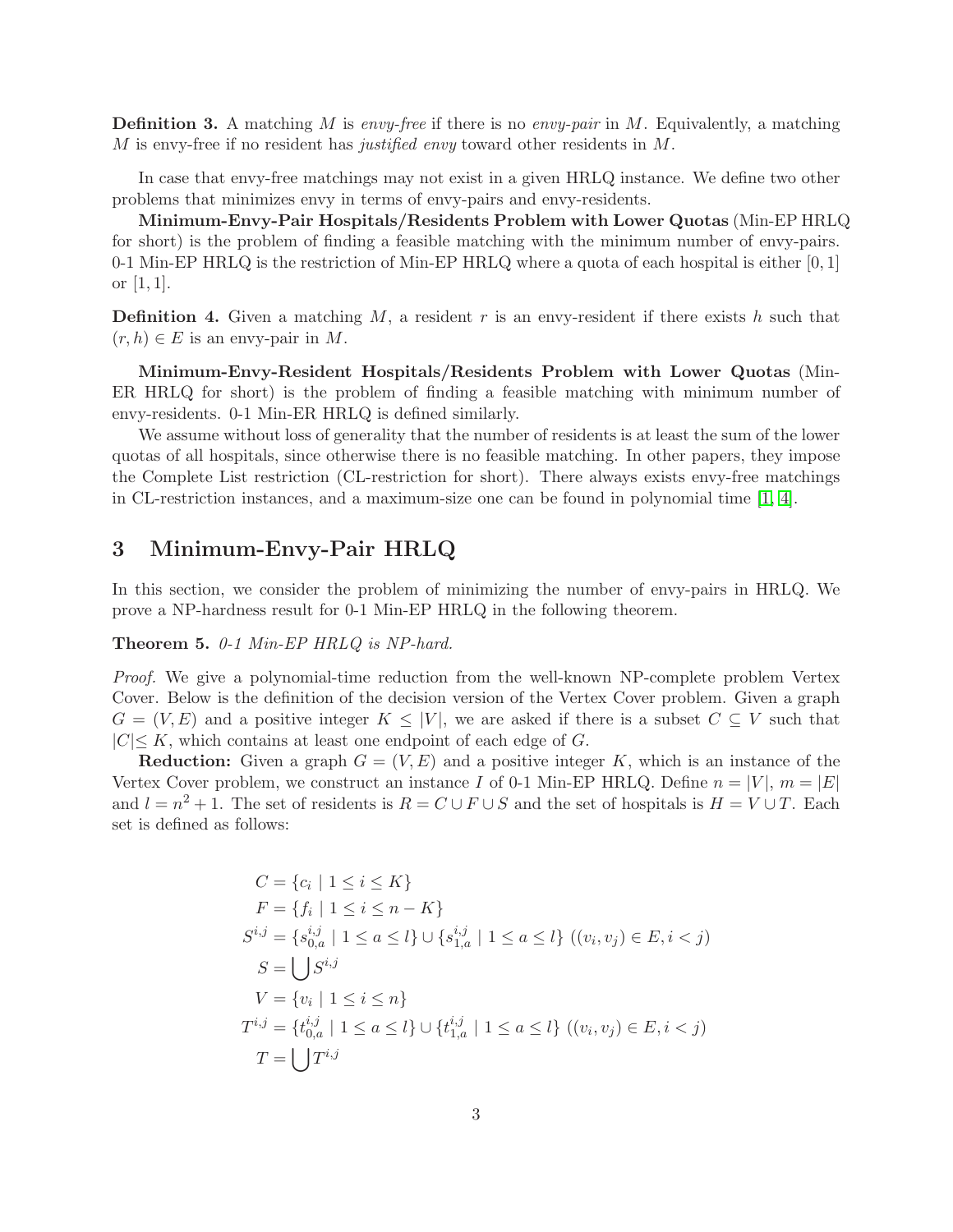**Definition 3.** A matching $M$ is *envy-free* if there is no *envy-pair* in $M$. Equivalently, a matching $M$ is envy-free if no resident has *justified envy* toward other residents in $M$.

In case that envy-free matchings may not exist in a given HRLQ instance. We define two other problems that minimizes envy in terms of envy-pairs and envy-residents.

**Minimum-Envy-Pair Hospitals/Residents Problem with Lower Quotas** (Min-EP HRLQ for short) is the problem of finding a feasible matching with the minimum number of envy-pairs. 0-1 Min-EP HRLQ is the restriction of Min-EP HRLQ where a quota of each hospital is either $[0, 1]$ or $[1, 1]$.

**Definition 4.** Given a matching $M$, a resident $r$ is an envy-resident if there exists $h$ such that $(r, h) \in E$ is an envy-pair in $M$.

**Minimum-Envy-Resident Hospitals/Residents Problem with Lower Quotas** (Min-ER HRLQ for short) is the problem of finding a feasible matching with minimum number of envy-residents. 0-1 Min-ER HRLQ is defined similarly.

We assume without loss of generality that the number of residents is at least the sum of the lower quotas of all hospitals, since otherwise there is no feasible matching. In other papers, they impose the Complete List restriction (CL-restriction for short). There always exists envy-free matchings in CL-restriction instances, and a maximum-size one can be found in polynomial time [1, 4].

## 3 Minimum-Envy-Pair HRLQ

In this section, we consider the problem of minimizing the number of envy-pairs in HRLQ. We prove a NP-hardness result for 0-1 Min-EP HRLQ in the following theorem.

**Theorem 5.** *0-1 Min-EP HRLQ is NP-hard.*

*Proof.* We give a polynomial-time reduction from the well-known NP-complete problem Vertex Cover. Below is the definition of the decision version of the Vertex Cover problem. Given a graph $G = (V, E)$ and a positive integer $K \leq |V|$, we are asked if there is a subset $C \subseteq V$ such that $|C| \leq K$, which contains at least one endpoint of each edge of $G$.

**Reduction:** Given a graph $G = (V, E)$ and a positive integer $K$, which is an instance of the Vertex Cover problem, we construct an instance $I$ of 0-1 Min-EP HRLQ. Define $n = |V|$, $m = |E|$ and $l = n^2 + 1$. The set of residents is $R = C \cup F \cup S$ and the set of hospitals is $H = V \cup T$. Each set is defined as follows:

$$
\begin{aligned}
C &= \{c_i \mid 1 \leq i \leq K\} \\
F &= \{f_i \mid 1 \leq i \leq n - K\} \\
S^{i,j} &= \{s^{i,j}_{0,a} \mid 1 \leq a \leq l\} \cup \{s^{i,j}_{1,a} \mid 1 \leq a \leq l\} \ ((v_i, v_j) \in E, i < j) \\
S &= \bigcup S^{i,j} \\
V &= \{v_i \mid 1 \leq i \leq n\} \\
T^{i,j} &= \{t^{i,j}_{0,a} \mid 1 \leq a \leq l\} \cup \{t^{i,j}_{1,a} \mid 1 \leq a \leq l\} \ ((v_i, v_j) \in E, i < j) \\
T &= \bigcup T^{i,j}
\end{aligned}
$$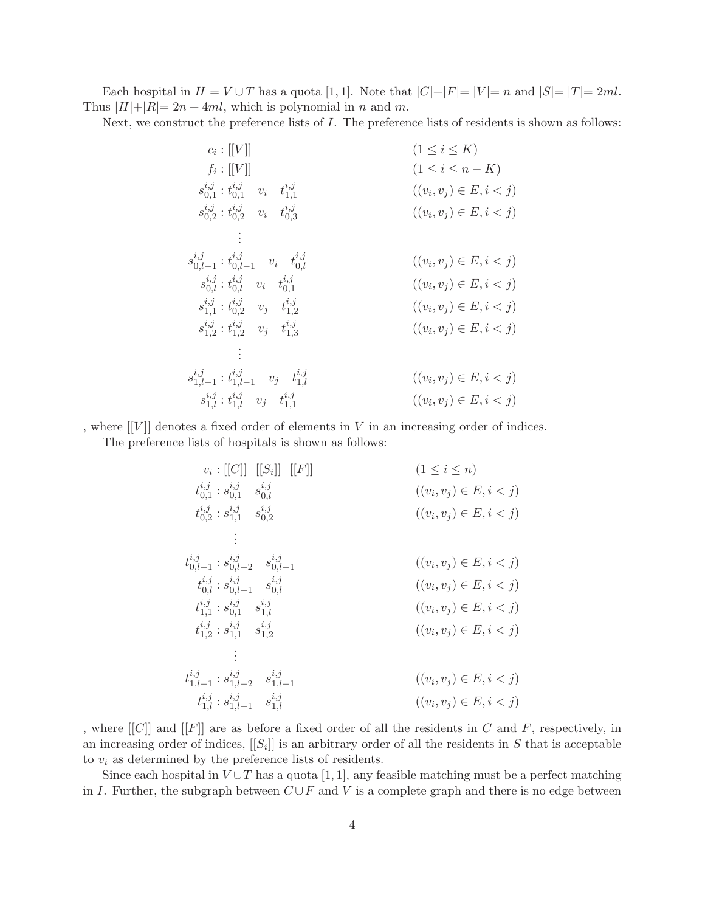Each hospital in $H = V \cup T$ has a quota $[1, 1]$. Note that $|C|+|F|=|V|=n$ and $|S|=|T|=2ml$. Thus $|H|+|R|=2n+4ml$, which is polynomial in $n$ and $m$.

Next, we construct the preference lists of $I$. The preference lists of residents is shown as follows:

$$
\begin{array}{rll}
c_i : [[V]] & & (1 \leq i \leq K) \\
f_i : [[V]] & & (1 \leq i \leq n-K) \\
s_{0,1}^{i,j} : t_{0,1}^{i,j} \quad v_i \quad t_{1,1}^{i,j} & & ((v_i, v_j) \in E, i < j) \\
s_{0,2}^{i,j} : t_{0,2}^{i,j} \quad v_i \quad t_{0,3}^{i,j} & & ((v_i, v_j) \in E, i < j) \\
\vdots & & \\
s_{0,l-1}^{i,j} : t_{0,l-1}^{i,j} \quad v_i \quad t_{0,l}^{i,j} & & ((v_i, v_j) \in E, i < j) \\
s_{0,l}^{i,j} : t_{0,l}^{i,j} \quad v_i \quad t_{0,1}^{i,j} & & ((v_i, v_j) \in E, i < j) \\
s_{1,1}^{i,j} : t_{0,2}^{i,j} \quad v_j \quad t_{1,2}^{i,j} & & ((v_i, v_j) \in E, i < j) \\
s_{1,2}^{i,j} : t_{1,2}^{i,j} \quad v_j \quad t_{1,3}^{i,j} & & ((v_i, v_j) \in E, i < j) \\
\vdots & & \\
s_{1,l-1}^{i,j} : t_{1,l-1}^{i,j} \quad v_j \quad t_{1,l}^{i,j} & & ((v_i, v_j) \in E, i < j) \\
s_{1,l}^{i,j} : t_{1,l}^{i,j} \quad v_j \quad t_{1,1}^{i,j} & & ((v_i, v_j) \in E, i < j)
\end{array}
$$

, where $[[V]]$ denotes a fixed order of elements in $V$ in an increasing order of indices.

The preference lists of hospitals is shown as follows:

$$
\begin{array}{rll}
v_i : [[C]] \quad [[S_i]] \quad [[F]] & & (1 \leq i \leq n) \\
t_{0,1}^{i,j} : s_{0,1}^{i,j} \quad s_{0,l}^{i,j} & & ((v_i, v_j) \in E, i < j) \\
t_{0,2}^{i,j} : s_{1,1}^{i,j} \quad s_{0,2}^{i,j} & & ((v_i, v_j) \in E, i < j) \\
\vdots & & \\
t_{0,l-1}^{i,j} : s_{0,l-2}^{i,j} \quad s_{0,l-1}^{i,j} & & ((v_i, v_j) \in E, i < j) \\
t_{0,l}^{i,j} : s_{0,l-1}^{i,j} \quad s_{0,l}^{i,j} & & ((v_i, v_j) \in E, i < j) \\
t_{1,1}^{i,j} : s_{0,1}^{i,j} \quad s_{1,l}^{i,j} & & ((v_i, v_j) \in E, i < j) \\
t_{1,2}^{i,j} : s_{1,1}^{i,j} \quad s_{1,2}^{i,j} & & ((v_i, v_j) \in E, i < j) \\
\vdots & & \\
t_{1,l-1}^{i,j} : s_{1,l-2}^{i,j} \quad s_{1,l-1}^{i,j} & & ((v_i, v_j) \in E, i < j) \\
t_{1,l}^{i,j} : s_{1,l-1}^{i,j} \quad s_{1,l}^{i,j} & & ((v_i, v_j) \in E, i < j)
\end{array}
$$

, where $[[C]]$ and $[[F]]$ are as before a fixed order of all the residents in $C$ and $F$, respectively, in an increasing order of indices, $[[S_i]]$ is an arbitrary order of all the residents in $S$ that is acceptable to $v_i$ as determined by the preference lists of residents.

Since each hospital in $V \cup T$ has a quota $[1, 1]$, any feasible matching must be a perfect matching in $I$. Further, the subgraph between $C \cup F$ and $V$ is a complete graph and there is no edge between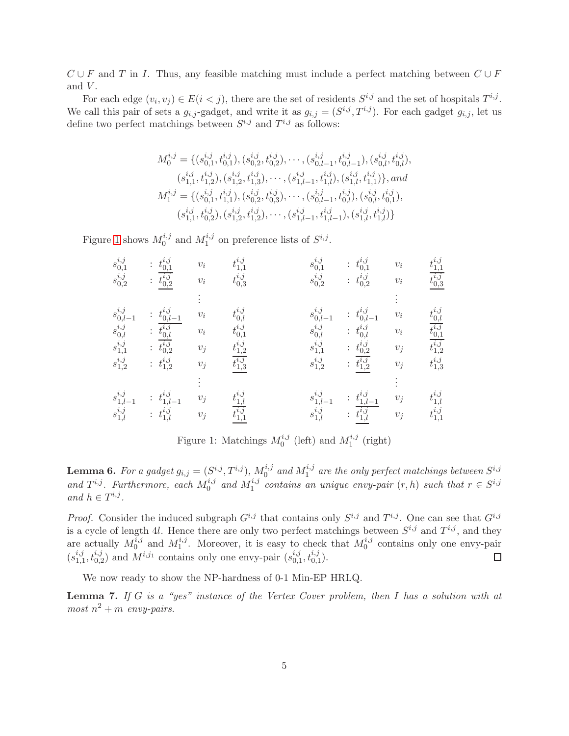$C \cup F$ and $T$ in $I$. Thus, any feasible matching must include a perfect matching between $C \cup F$ and $V$.

For each edge $(v_i, v_j) \in E (i < j)$, there are the set of residents $S^{i,j}$ and the set of hospitals $T^{i,j}$. We call this pair of sets a $g_{i,j}$-gadget, and write it as $g_{i,j} = (S^{i,j}, T^{i,j})$. For each gadget $g_{i,j}$, let us define two perfect matchings between $S^{i,j}$ and $T^{i,j}$ as follows:

$$
\begin{aligned}
M_0^{i,j} = \{&(s_{0,1}^{i,j}, t_{0,1}^{i,j}), (s_{0,2}^{i,j}, t_{0,2}^{i,j}), \cdots, (s_{0,l-1}^{i,j}, t_{0,l-1}^{i,j}), (s_{0,l}^{i,j}, t_{0,l}^{i,j}), \\
&(s_{1,1}^{i,j}, t_{1,2}^{i,j}), (s_{1,2}^{i,j}, t_{1,3}^{i,j}), \cdots, (s_{1,l-1}^{i,j}, t_{1,l}^{i,j}), (s_{1,l}^{i,j}, t_{1,1}^{i,j})\}, \textit{and} \\
M_1^{i,j} = \{&(s_{0,1}^{i,j}, t_{1,1}^{i,j}), (s_{0,2}^{i,j}, t_{0,3}^{i,j}), \cdots, (s_{0,l-1}^{i,j}, t_{0,l}^{i,j}), (s_{0,l}^{i,j}, t_{0,1}^{i,j}), \\
&(s_{1,1}^{i,j}, t_{0,2}^{i,j}), (s_{1,2}^{i,j}, t_{1,2}^{i,j}), \cdots, (s_{1,l-1}^{i,j}, t_{1,l-1}^{i,j}), (s_{1,l}^{i,j}, t_{1,l}^{i,j})\}
\end{aligned}
$$

Figure 1 shows $M_0^{i,j}$ and $M_1^{i,j}$ on preference lists of $S^{i,j}$.

$$
\begin{array}{llllll}
s_{0,1}^{i,j} & : \underline{t_{0,1}^{i,j}} & v_i & t_{1,1}^{i,j} \\
s_{0,2}^{i,j} & : \underline{t_{0,2}^{i,j}} & v_i & t_{0,3}^{i,j} \\
 & & \vdots & \\
s_{0,l-1}^{i,j} & : \underline{t_{0,l-1}^{i,j}} & v_i & t_{0,l}^{i,j} \\
s_{0,l}^{i,j} & : \underline{t_{0,l}^{i,j}} & v_i & t_{0,1}^{i,j} \\
s_{1,1}^{i,j} & : t_{0,2}^{i,j} & v_j & \underline{t_{1,2}^{i,j}} \\
s_{1,2}^{i,j} & : t_{1,2}^{i,j} & v_j & \underline{t_{1,3}^{i,j}} \\
 & & \vdots & \\
s_{1,l-1}^{i,j} & : t_{1,l-1}^{i,j} & v_j & \underline{t_{1,l}^{i,j}} \\
s_{1,l}^{i,j} & : t_{1,l}^{i,j} & v_j & \underline{t_{1,1}^{i,j}}
\end{array}
\qquad
\begin{array}{llllll}
s_{0,1}^{i,j} & : t_{0,1}^{i,j} & v_i & \underline{t_{1,1}^{i,j}} \\
s_{0,2}^{i,j} & : t_{0,2}^{i,j} & v_i & \underline{t_{0,3}^{i,j}} \\
 & & \vdots & \\
s_{0,l-1}^{i,j} & : t_{0,l-1}^{i,j} & v_i & \underline{t_{0,l}^{i,j}} \\
s_{0,l}^{i,j} & : t_{0,l}^{i,j} & v_i & \underline{t_{0,1}^{i,j}} \\
s_{1,1}^{i,j} & : \underline{t_{0,2}^{i,j}} & v_j & t_{1,2}^{i,j} \\
s_{1,2}^{i,j} & : \underline{t_{1,2}^{i,j}} & v_j & t_{1,3}^{i,j} \\
 & & \vdots & \\
s_{1,l-1}^{i,j} & : \underline{t_{1,l-1}^{i,j}} & v_j & t_{1,l}^{i,j} \\
s_{1,l}^{i,j} & : \underline{t_{1,l}^{i,j}} & v_j & t_{1,1}^{i,j}
\end{array}
$$

Figure 1: Matchings $M_0^{i,j}$ (left) and $M_1^{i,j}$ (right)

**Lemma 6.** *For a gadget $g_{i,j} = (S^{i,j}, T^{i,j})$, $M_0^{i,j}$ and $M_1^{i,j}$ are the only perfect matchings between $S^{i,j}$ and $T^{i,j}$. Furthermore, each $M_0^{i,j}$ and $M_1^{i,j}$ contains an unique envy-pair $(r, h)$ such that $r \in S^{i,j}$ and $h \in T^{i,j}$.*

*Proof.* Consider the induced subgraph $G^{i,j}$ that contains only $S^{i,j}$ and $T^{i,j}$. One can see that $G^{i,j}$ is a cycle of length $4l$. Hence there are only two perfect matchings between $S^{i,j}$ and $T^{i,j}$, and they are actually $M_0^{i,j}$ and $M_1^{i,j}$. Moreover, it is easy to check that $M_0^{i,j}$ contains only one envy-pair $(s_{1,1}^{i,j}, t_{0,2}^{i,j})$ and $M^{i,j_1}$ contains only one envy-pair $(s_{0,1}^{i,j}, t_{0,1}^{i,j})$. □

We now ready to show the NP-hardness of 0-1 Min-EP HRLQ.

**Lemma 7.** *If $G$ is a "yes" instance of the Vertex Cover problem, then $I$ has a solution with at most $n^2 + m$ envy-pairs.*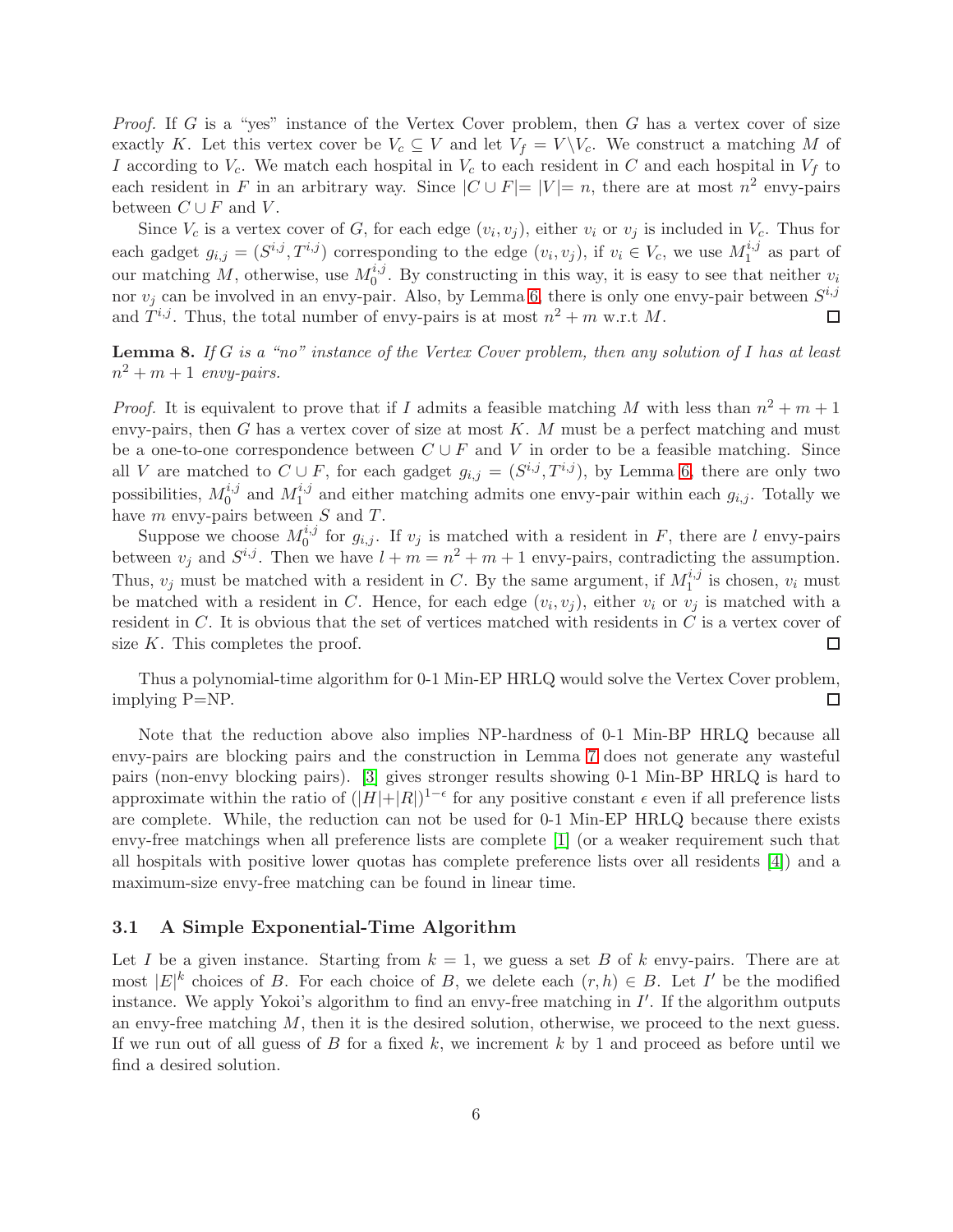*Proof.* If $G$ is a "yes" instance of the Vertex Cover problem, then $G$ has a vertex cover of size exactly $K$. Let this vertex cover be $V_c \subseteq V$ and let $V_f = V \backslash V_c$. We construct a matching $M$ of $I$ according to $V_c$. We match each hospital in $V_c$ to each resident in $C$ and each hospital in $V_f$ to each resident in $F$ in an arbitrary way. Since $|C \cup F| = |V| = n$, there are at most $n^2$ envy-pairs between $C \cup F$ and $V$.

Since $V_c$ is a vertex cover of $G$, for each edge $(v_i, v_j)$, either $v_i$ or $v_j$ is included in $V_c$. Thus for each gadget $g_{i,j} = (S^{i,j}, T^{i,j})$ corresponding to the edge $(v_i, v_j)$, if $v_i \in V_c$, we use $M_1^{i,j}$ as part of our matching $M$, otherwise, use $M_0^{i,j}$. By constructing in this way, it is easy to see that neither $v_i$ nor $v_j$ can be involved in an envy-pair. Also, by Lemma 6, there is only one envy-pair between $S^{i,j}$ and $T^{i,j}$. Thus, the total number of envy-pairs is at most $n^2 + m$ w.r.t $M$. □

**Lemma 8.** *If $G$ is a "no" instance of the Vertex Cover problem, then any solution of $I$ has at least $n^2 + m + 1$ envy-pairs.*

*Proof.* It is equivalent to prove that if $I$ admits a feasible matching $M$ with less than $n^2 + m + 1$ envy-pairs, then $G$ has a vertex cover of size at most $K$. $M$ must be a perfect matching and must be a one-to-one correspondence between $C \cup F$ and $V$ in order to be a feasible matching. Since all $V$ are matched to $C \cup F$, for each gadget $g_{i,j} = (S^{i,j}, T^{i,j})$, by Lemma 6, there are only two possibilities, $M_0^{i,j}$ and $M_1^{i,j}$ and either matching admits one envy-pair within each $g_{i,j}$. Totally we have $m$ envy-pairs between $S$ and $T$.

Suppose we choose $M_0^{i,j}$ for $g_{i,j}$. If $v_j$ is matched with a resident in $F$, there are $l$ envy-pairs between $v_j$ and $S^{i,j}$. Then we have $l + m = n^2 + m + 1$ envy-pairs, contradicting the assumption. Thus, $v_j$ must be matched with a resident in $C$. By the same argument, if $M_1^{i,j}$ is chosen, $v_i$ must be matched with a resident in $C$. Hence, for each edge $(v_i, v_j)$, either $v_i$ or $v_j$ is matched with a resident in $C$. It is obvious that the set of vertices matched with residents in $C$ is a vertex cover of size $K$. This completes the proof. □

Thus a polynomial-time algorithm for 0-1 Min-EP HRLQ would solve the Vertex Cover problem, implying P=NP. □

Note that the reduction above also implies NP-hardness of 0-1 Min-BP HRLQ because all envy-pairs are blocking pairs and the construction in Lemma 7 does not generate any wasteful pairs (non-envy blocking pairs). [3] gives stronger results showing 0-1 Min-BP HRLQ is hard to approximate within the ratio of $(|H|+|R|)^{1-\epsilon}$ for any positive constant $\epsilon$ even if all preference lists are complete. While, the reduction can not be used for 0-1 Min-EP HRLQ because there exists envy-free matchings when all preference lists are complete [1] (or a weaker requirement such that all hospitals with positive lower quotas has complete preference lists over all residents [4]) and a maximum-size envy-free matching can be found in linear time.

### 3.1 A Simple Exponential-Time Algorithm

Let $I$ be a given instance. Starting from $k = 1$, we guess a set $B$ of $k$ envy-pairs. There are at most $|E|^k$ choices of $B$. For each choice of $B$, we delete each $(r, h) \in B$. Let $I'$ be the modified instance. We apply Yokoi's algorithm to find an envy-free matching in $I'$. If the algorithm outputs an envy-free matching $M$, then it is the desired solution, otherwise, we proceed to the next guess. If we run out of all guess of $B$ for a fixed $k$, we increment $k$ by 1 and proceed as before until we find a desired solution.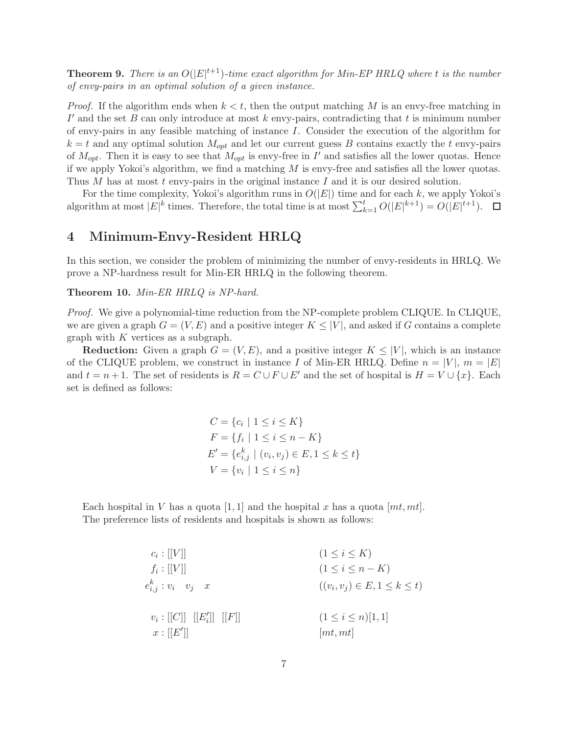**Theorem 9.** *There is an $O(|E|^{t+1})$-time exact algorithm for Min-EP HRLQ where $t$ is the number of envy-pairs in an optimal solution of a given instance.*

*Proof.* If the algorithm ends when $k < t$, then the output matching $M$ is an envy-free matching in $I'$ and the set $B$ can only introduce at most $k$ envy-pairs, contradicting that $t$ is minimum number of envy-pairs in any feasible matching of instance $I$. Consider the execution of the algorithm for $k = t$ and any optimal solution $M_{opt}$ and let our current guess $B$ contains exactly the $t$ envy-pairs of $M_{opt}$. Then it is easy to see that $M_{opt}$ is envy-free in $I'$ and satisfies all the lower quotas. Hence if we apply Yokoi's algorithm, we find a matching $M$ is envy-free and satisfies all the lower quotas. Thus $M$ has at most $t$ envy-pairs in the original instance $I$ and it is our desired solution.

For the time complexity, Yokoi's algorithm runs in $O(|E|)$ time and for each $k$, we apply Yokoi's algorithm at most $|E|^k$ times. Therefore, the total time is at most $\sum_{k=1}^{t} O(|E|^{k+1}) = O(|E|^{t+1})$. $\square$

# 4 Minimum-Envy-Resident HRLQ

In this section, we consider the problem of minimizing the number of envy-residents in HRLQ. We prove a NP-hardness result for Min-ER HRLQ in the following theorem.

**Theorem 10.** *Min-ER HRLQ is NP-hard.*

*Proof.* We give a polynomial-time reduction from the NP-complete problem CLIQUE. In CLIQUE, we are given a graph $G = (V, E)$ and a positive integer $K \leq |V|$, and asked if $G$ contains a complete graph with $K$ vertices as a subgraph.

**Reduction:** Given a graph $G = (V, E)$, and a positive integer $K \leq |V|$, which is an instance of the CLIQUE problem, we construct in instance $I$ of Min-ER HRLQ. Define $n = |V|$, $m = |E|$ and $t = n + 1$. The set of residents is $R = C \cup F \cup E'$ and the set of hospital is $H = V \cup \{x\}$. Each set is defined as follows:

$$
\begin{aligned}
C &= \{c_i \mid 1 \leq i \leq K\} \\
F &= \{f_i \mid 1 \leq i \leq n - K\} \\
E' &= \{e^k_{i,j} \mid (v_i, v_j) \in E, 1 \leq k \leq t\} \\
V &= \{v_i \mid 1 \leq i \leq n\}
\end{aligned}
$$

Each hospital in $V$ has a quota $[1, 1]$ and the hospital $x$ has a quota $[mt, mt]$.

The preference lists of residents and hospitals is shown as follows:

$$
\begin{aligned}
c_i &: [[V]] && (1 \leq i \leq K) \\
f_i &: [[V]] && (1 \leq i \leq n - K) \\
e^k_{i,j} &: v_i \quad v_j \quad x && ((v_i, v_j) \in E, 1 \leq k \leq t) \\
\\
v_i &: [[C]] \quad [[E'_i]] \quad [[F]] && (1 \leq i \leq n)[1, 1] \\
x &: [[E']] && [mt, mt]
\end{aligned}
$$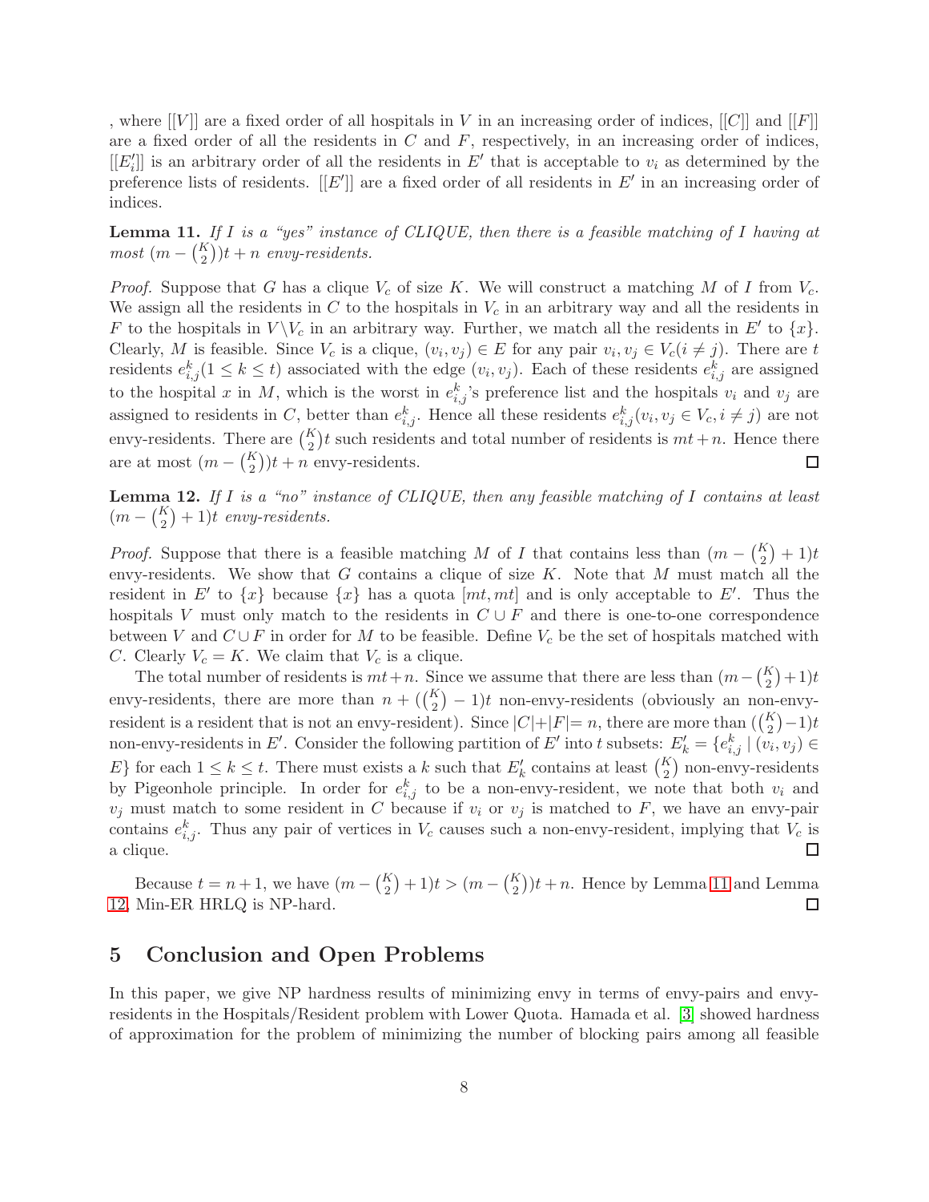, where $[[V]]$ are a fixed order of all hospitals in $V$ in an increasing order of indices, $[[C]]$ and $[[F]]$ are a fixed order of all the residents in $C$ and $F$, respectively, in an increasing order of indices, $[[E'_i]]$ is an arbitrary order of all the residents in $E'$ that is acceptable to $v_i$ as determined by the preference lists of residents. $[[E']]$ are a fixed order of all residents in $E'$ in an increasing order of indices.

**Lemma 11.** *If $I$ is a "yes" instance of CLIQUE, then there is a feasible matching of $I$ having at most $(m - \binom{K}{2})t + n$ envy-residents.*

*Proof.* Suppose that $G$ has a clique $V_c$ of size $K$. We will construct a matching $M$ of $I$ from $V_c$. We assign all the residents in $C$ to the hospitals in $V_c$ in an arbitrary way and all the residents in $F$ to the hospitals in $V \backslash V_c$ in an arbitrary way. Further, we match all the residents in $E'$ to $\{x\}$. Clearly, $M$ is feasible. Since $V_c$ is a clique, $(v_i, v_j) \in E$ for any pair $v_i, v_j \in V_c (i \neq j)$. There are $t$ residents $e^k_{i,j} (1 \leq k \leq t)$ associated with the edge $(v_i, v_j)$. Each of these residents $e^k_{i,j}$ are assigned to the hospital $x$ in $M$, which is the worst in $e^k_{i,j}$'s preference list and the hospitals $v_i$ and $v_j$ are assigned to residents in $C$, better than $e^k_{i,j}$. Hence all these residents $e^k_{i,j} (v_i, v_j \in V_c, i \neq j)$ are not envy-residents. There are $\binom{K}{2}t$ such residents and total number of residents is $mt + n$. Hence there are at most $(m - \binom{K}{2})t + n$ envy-residents. □

**Lemma 12.** *If $I$ is a "no" instance of CLIQUE, then any feasible matching of $I$ contains at least $(m - \binom{K}{2} + 1)t$ envy-residents.*

*Proof.* Suppose that there is a feasible matching $M$ of $I$ that contains less than $(m - \binom{K}{2} + 1)t$ envy-residents. We show that $G$ contains a clique of size $K$. Note that $M$ must match all the resident in $E'$ to $\{x\}$ because $\{x\}$ has a quota $[mt, mt]$ and is only acceptable to $E'$. Thus the hospitals $V$ must only match to the residents in $C \cup F$ and there is one-to-one correspondence between $V$ and $C \cup F$ in order for $M$ to be feasible. Define $V_c$ be the set of hospitals matched with $C$. Clearly $V_c = K$. We claim that $V_c$ is a clique.

The total number of residents is $mt + n$. Since we assume that there are less than $(m - \binom{K}{2} + 1)t$ envy-residents, there are more than $n + (\binom{K}{2} - 1)t$ non-envy-residents (obviously an non-envy-resident is a resident that is not an envy-resident). Since $|C| + |F| = n$, there are more than $(\binom{K}{2} - 1)t$ non-envy-residents in $E'$. Consider the following partition of $E'$ into $t$ subsets: $E'_k = \{e^k_{i,j} \mid (v_i, v_j) \in E\}$ for each $1 \leq k \leq t$. There must exists a $k$ such that $E'_k$ contains at least $\binom{K}{2}$ non-envy-residents by Pigeonhole principle. In order for $e^k_{i,j}$ to be a non-envy-resident, we note that both $v_i$ and $v_j$ must match to some resident in $C$ because if $v_i$ or $v_j$ is matched to $F$, we have an envy-pair contains $e^k_{i,j}$. Thus any pair of vertices in $V_c$ causes such a non-envy-resident, implying that $V_c$ is a clique. □

Because $t = n + 1$, we have $(m - \binom{K}{2} + 1)t > (m - \binom{K}{2})t + n$. Hence by Lemma 11 and Lemma 12, Min-ER HRLQ is NP-hard. □

## 5 Conclusion and Open Problems

In this paper, we give NP hardness results of minimizing envy in terms of envy-pairs and envy-residents in the Hospitals/Resident problem with Lower Quota. Hamada et al. [3] showed hardness of approximation for the problem of minimizing the number of blocking pairs among all feasible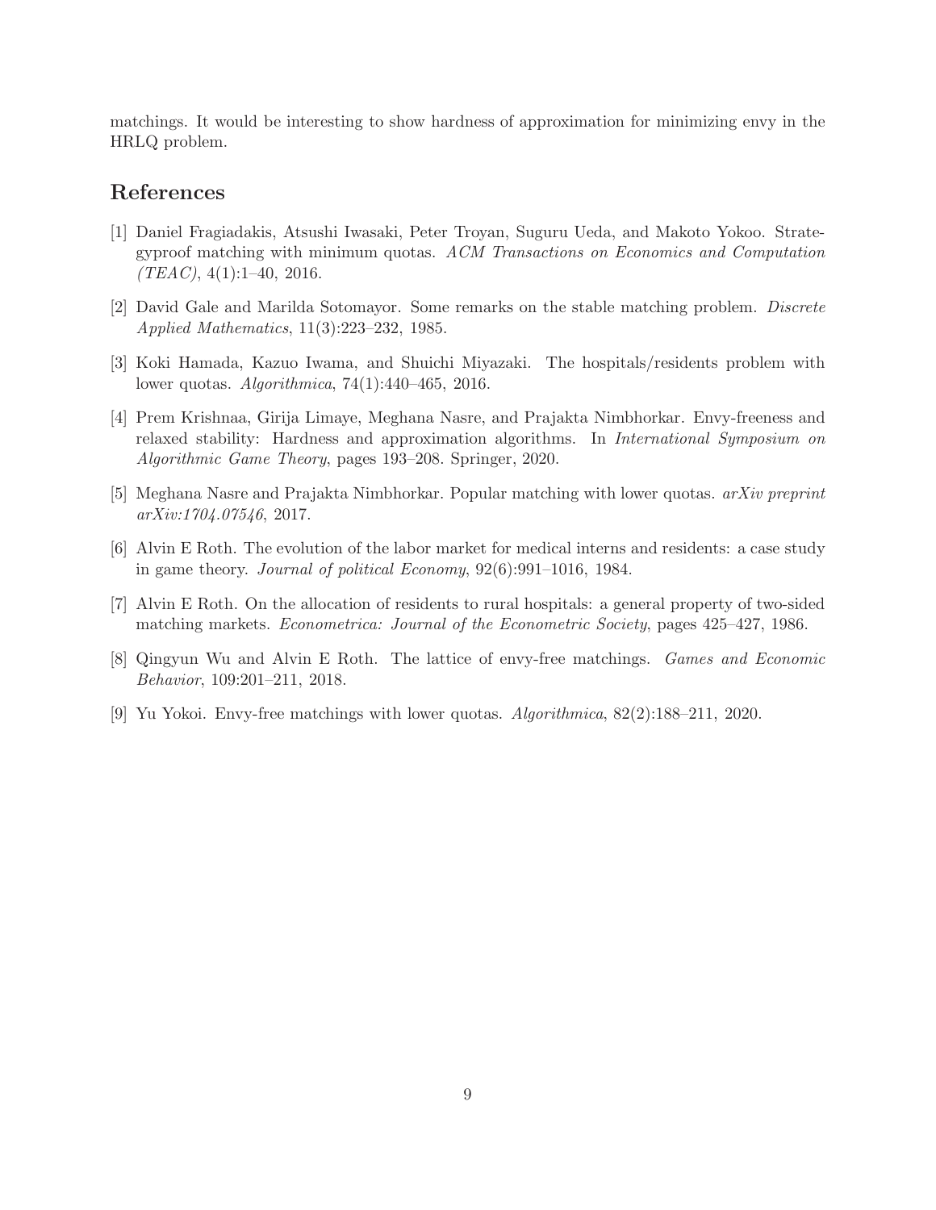matchings. It would be interesting to show hardness of approximation for minimizing envy in the HRLQ problem.

## References

[1] Daniel Fragiadakis, Atsushi Iwasaki, Peter Troyan, Suguru Ueda, and Makoto Yokoo. Strategyproof matching with minimum quotas. *ACM Transactions on Economics and Computation (TEAC)*, 4(1):1–40, 2016.

[2] David Gale and Marilda Sotomayor. Some remarks on the stable matching problem. *Discrete Applied Mathematics*, 11(3):223–232, 1985.

[3] Koki Hamada, Kazuo Iwama, and Shuichi Miyazaki. The hospitals/residents problem with lower quotas. *Algorithmica*, 74(1):440–465, 2016.

[4] Prem Krishnaa, Girija Limaye, Meghana Nasre, and Prajakta Nimbhorkar. Envy-freeness and relaxed stability: Hardness and approximation algorithms. In *International Symposium on Algorithmic Game Theory*, pages 193–208. Springer, 2020.

[5] Meghana Nasre and Prajakta Nimbhorkar. Popular matching with lower quotas. *arXiv preprint arXiv:1704.07546*, 2017.

[6] Alvin E Roth. The evolution of the labor market for medical interns and residents: a case study in game theory. *Journal of political Economy*, 92(6):991–1016, 1984.

[7] Alvin E Roth. On the allocation of residents to rural hospitals: a general property of two-sided matching markets. *Econometrica: Journal of the Econometric Society*, pages 425–427, 1986.

[8] Qingyun Wu and Alvin E Roth. The lattice of envy-free matchings. *Games and Economic Behavior*, 109:201–211, 2018.

[9] Yu Yokoi. Envy-free matchings with lower quotas. *Algorithmica*, 82(2):188–211, 2020.